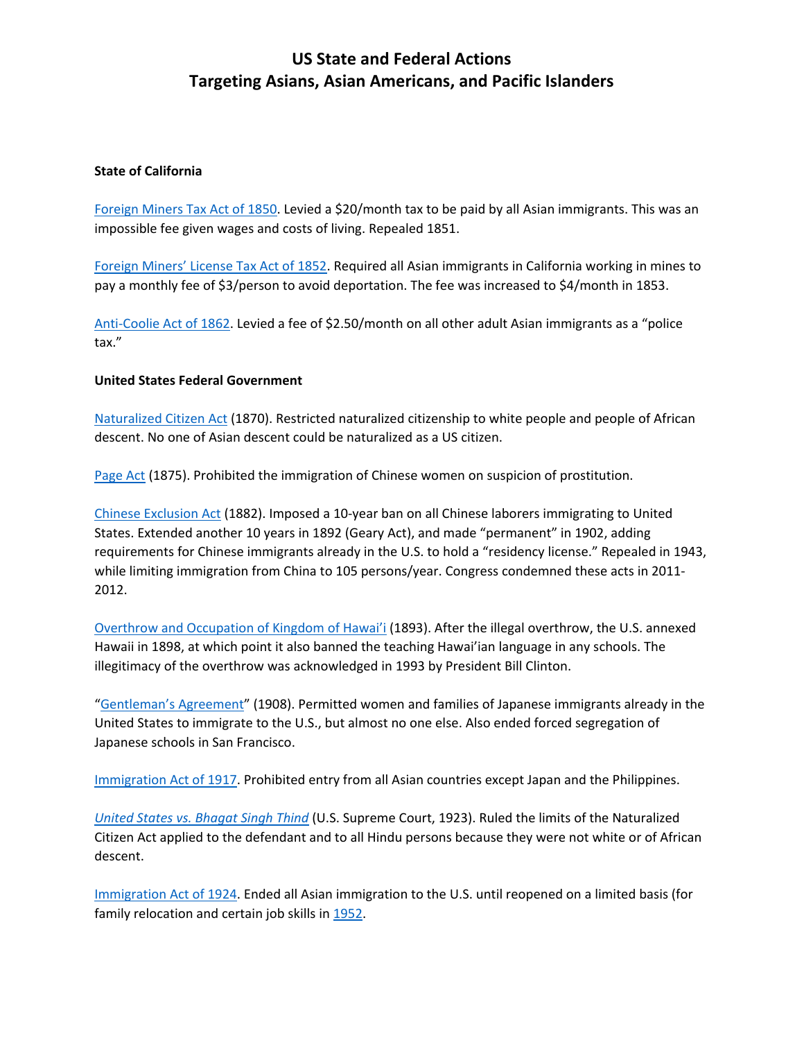# US State and Federal Actions Targeting Asians, Asian Americans, and Pacific Islanders

**State of California**

[Foreign Miners Tax Act of 1850](). Levied a $20/month tax to be paid by all Asian immigrants. This was an impossible fee given wages and costs of living. Repealed 1851.

[Foreign Miners' License Tax Act of 1852](). Required all Asian immigrants in California working in mines to pay a monthly fee of $3/person to avoid deportation. The fee was increased to $4/month in 1853.

[Anti-Coolie Act of 1862](). Levied a fee of $2.50/month on all other adult Asian immigrants as a "police tax."

**United States Federal Government**

[Naturalized Citizen Act]() (1870). Restricted naturalized citizenship to white people and people of African descent. No one of Asian descent could be naturalized as a US citizen.

[Page Act]() (1875). Prohibited the immigration of Chinese women on suspicion of prostitution.

[Chinese Exclusion Act]() (1882). Imposed a 10-year ban on all Chinese laborers immigrating to United States. Extended another 10 years in 1892 (Geary Act), and made "permanent" in 1902, adding requirements for Chinese immigrants already in the U.S. to hold a "residency license." Repealed in 1943, while limiting immigration from China to 105 persons/year. Congress condemned these acts in 2011-2012.

[Overthrow and Occupation of Kingdom of Hawai'i]() (1893). After the illegal overthrow, the U.S. annexed Hawaii in 1898, at which point it also banned the teaching Hawai'ian language in any schools. The illegitimacy of the overthrow was acknowledged in 1993 by President Bill Clinton.

"[Gentleman's Agreement]()" (1908). Permitted women and families of Japanese immigrants already in the United States to immigrate to the U.S., but almost no one else. Also ended forced segregation of Japanese schools in San Francisco.

[Immigration Act of 1917](). Prohibited entry from all Asian countries except Japan and the Philippines.

[*United States vs. Bhagat Singh Thind*]() (U.S. Supreme Court, 1923). Ruled the limits of the Naturalized Citizen Act applied to the defendant and to all Hindu persons because they were not white or of African descent.

[Immigration Act of 1924](). Ended all Asian immigration to the U.S. until reopened on a limited basis (for family relocation and certain job skills in [1952]().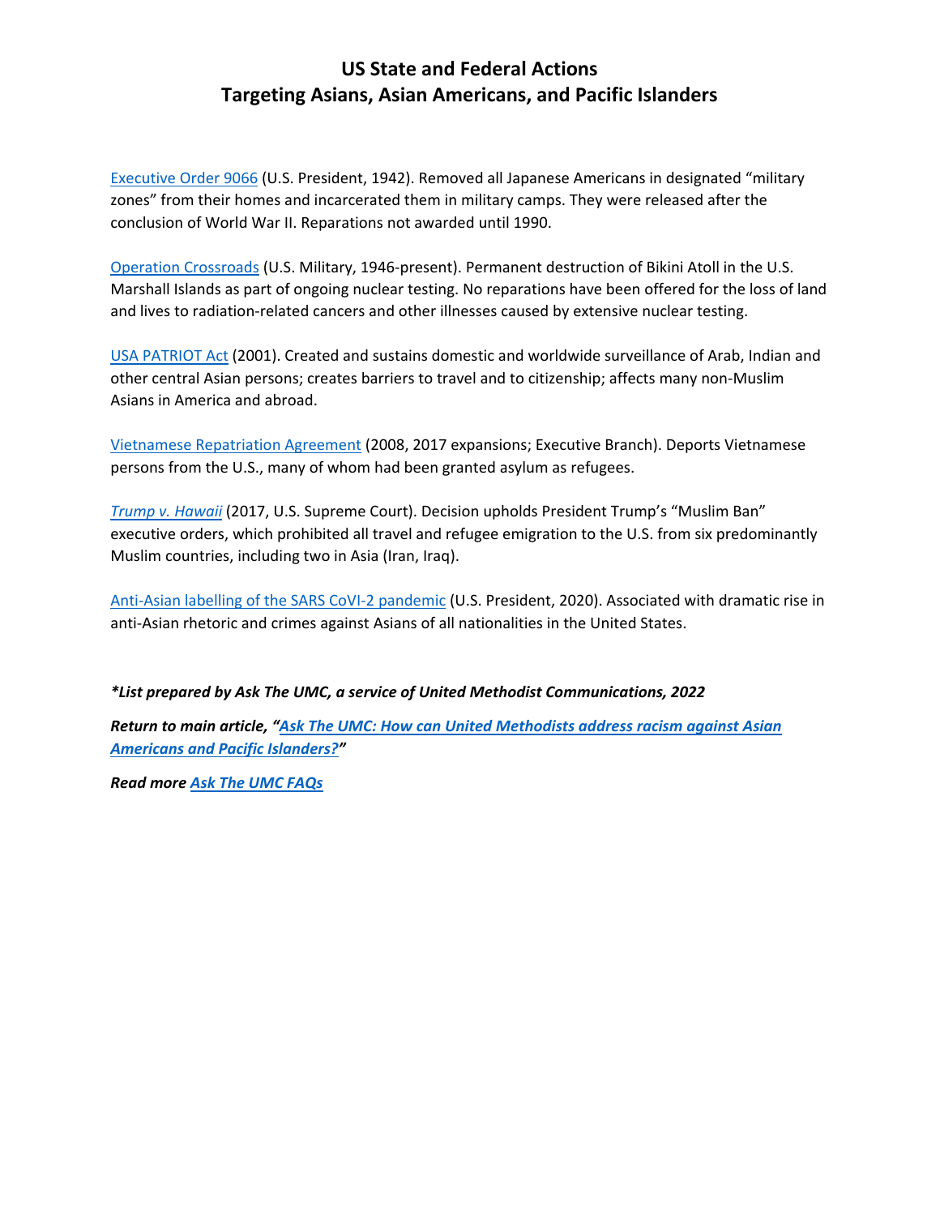# US State and Federal Actions Targeting Asians, Asian Americans, and Pacific Islanders

Executive Order 9066 (U.S. President, 1942). Removed all Japanese Americans in designated "military zones" from their homes and incarcerated them in military camps. They were released after the conclusion of World War II. Reparations not awarded until 1990.

Operation Crossroads (U.S. Military, 1946-present). Permanent destruction of Bikini Atoll in the U.S. Marshall Islands as part of ongoing nuclear testing. No reparations have been offered for the loss of land and lives to radiation-related cancers and other illnesses caused by extensive nuclear testing.

USA PATRIOT Act (2001). Created and sustains domestic and worldwide surveillance of Arab, Indian and other central Asian persons; creates barriers to travel and to citizenship; affects many non-Muslim Asians in America and abroad.

Vietnamese Repatriation Agreement (2008, 2017 expansions; Executive Branch). Deports Vietnamese persons from the U.S., many of whom had been granted asylum as refugees.

*Trump v. Hawaii* (2017, U.S. Supreme Court). Decision upholds President Trump's "Muslim Ban" executive orders, which prohibited all travel and refugee emigration to the U.S. from six predominantly Muslim countries, including two in Asia (Iran, Iraq).

Anti-Asian labelling of the SARS CoVI-2 pandemic (U.S. President, 2020). Associated with dramatic rise in anti-Asian rhetoric and crimes against Asians of all nationalities in the United States.

***List prepared by Ask The UMC, a service of United Methodist Communications, 2022***

***Return to main article, "Ask The UMC: How can United Methodists address racism against Asian Americans and Pacific Islanders?"***

***Read more Ask The UMC FAQs***